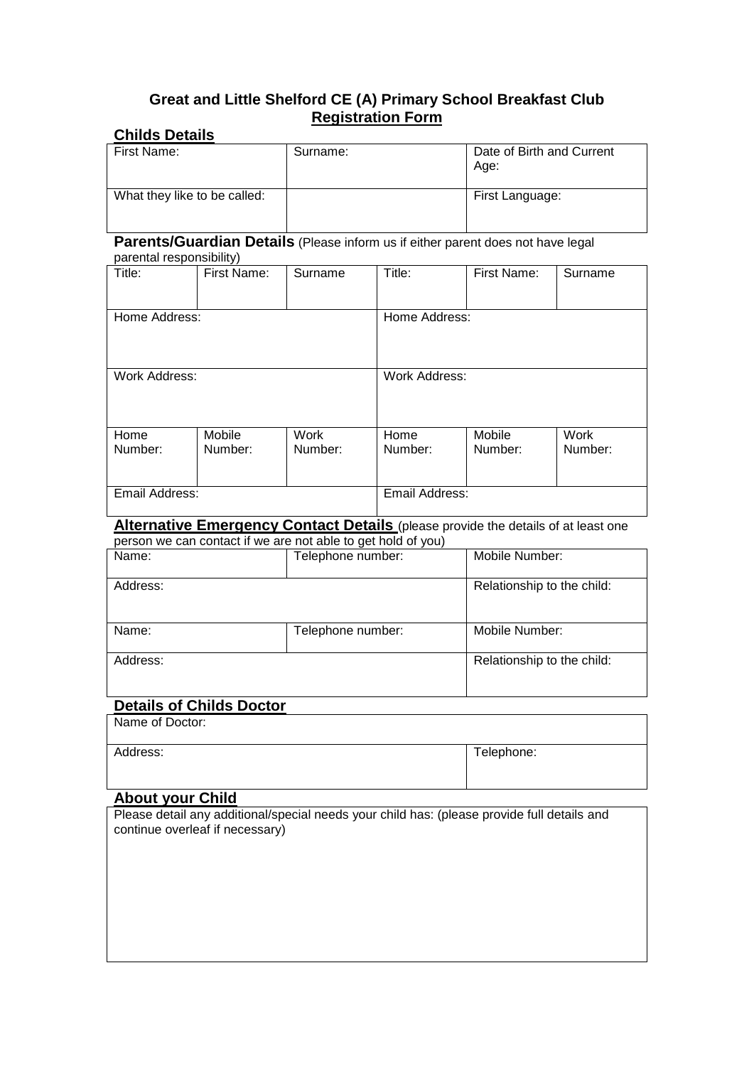# Great and Little Shelford CE (A) Primary School Breakfast Club
## Registration Form

### Childs Details

| First Name: | Surname: | Date of Birth and Current Age: |
|---|---|---|
| What they like to be called: | | First Language: |

### Parents/Guardian Details (Please inform us if either parent does not have legal parental responsibility)

| Title: | First Name: | Surname | Title: | First Name: | Surname |
|---|---|---|---|---|---|
| Home Address: | | | Home Address: | | |
| Work Address: | | | Work Address: | | |
| Home Number: | Mobile Number: | Work Number: | Home Number: | Mobile Number: | Work Number: |
| Email Address: | | | Email Address: | | |

### Alternative Emergency Contact Details (please provide the details of at least one person we can contact if we are not able to get hold of you)

| Name: | Telephone number: | Mobile Number: |
|---|---|---|
| Address: | | Relationship to the child: |
| Name: | Telephone number: | Mobile Number: |
| Address: | | Relationship to the child: |

### Details of Childs Doctor

| Name of Doctor: | |
|---|---|
| Address: | Telephone: |

### About your Child

| Please detail any additional/special needs your child has: (please provide full details and continue overleaf if necessary) |
|---|
| |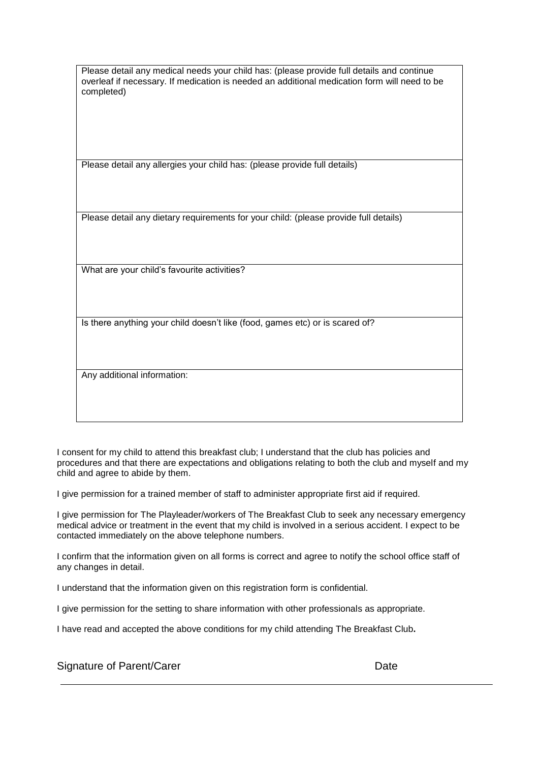| |
|---|
| Please detail any medical needs your child has: (please provide full details and continue overleaf if necessary. If medication is needed an additional medication form will need to be completed) |
| Please detail any allergies your child has: (please provide full details) |
| Please detail any dietary requirements for your child: (please provide full details) |
| What are your child's favourite activities? |
| Is there anything your child doesn't like (food, games etc) or is scared of? |
| Any additional information: |

I consent for my child to attend this breakfast club; I understand that the club has policies and procedures and that there are expectations and obligations relating to both the club and myself and my child and agree to abide by them.

I give permission for a trained member of staff to administer appropriate first aid if required.

I give permission for The Playleader/workers of The Breakfast Club to seek any necessary emergency medical advice or treatment in the event that my child is involved in a serious accident. I expect to be contacted immediately on the above telephone numbers.

I confirm that the information given on all forms is correct and agree to notify the school office staff of any changes in detail.

I understand that the information given on this registration form is confidential.

I give permission for the setting to share information with other professionals as appropriate.

I have read and accepted the above conditions for my child attending The Breakfast Club**.**

Signature of Parent/Carer Date